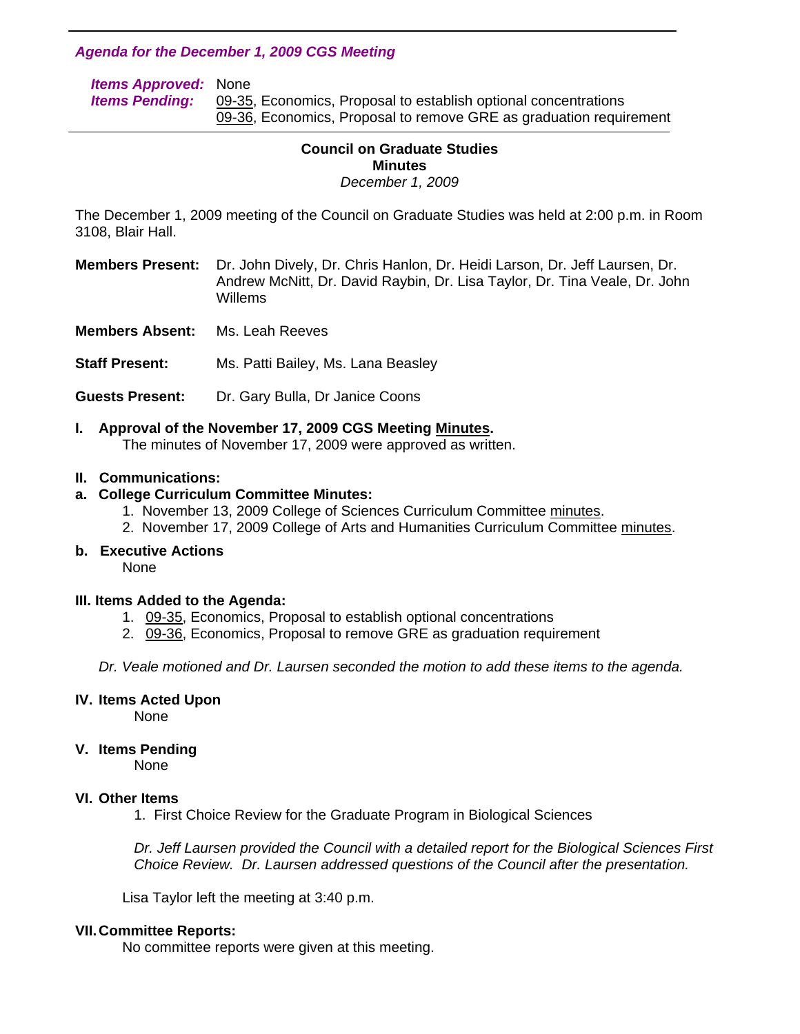***Agenda for the December 1, 2009 CGS Meeting***

***Items Approved:*** None
***Items Pending:*** 09-35, Economics, Proposal to establish optional concentrations
09-36, Economics, Proposal to remove GRE as graduation requirement

---

**Council on Graduate Studies**
**Minutes**
*December 1, 2009*

The December 1, 2009 meeting of the Council on Graduate Studies was held at 2:00 p.m. in Room 3108, Blair Hall.

**Members Present:** Dr. John Dively, Dr. Chris Hanlon, Dr. Heidi Larson, Dr. Jeff Laursen, Dr. Andrew McNitt, Dr. David Raybin, Dr. Lisa Taylor, Dr. Tina Veale, Dr. John Willems

**Members Absent:** Ms. Leah Reeves

**Staff Present:** Ms. Patti Bailey, Ms. Lana Beasley

**Guests Present:** Dr. Gary Bulla, Dr Janice Coons

**I. Approval of the November 17, 2009 CGS Meeting Minutes.**
The minutes of November 17, 2009 were approved as written.

**II. Communications:**

**a. College Curriculum Committee Minutes:**
1. November 13, 2009 College of Sciences Curriculum Committee minutes.
2. November 17, 2009 College of Arts and Humanities Curriculum Committee minutes.

**b. Executive Actions**
None

**III. Items Added to the Agenda:**
1. 09-35, Economics, Proposal to establish optional concentrations
2. 09-36, Economics, Proposal to remove GRE as graduation requirement

*Dr. Veale motioned and Dr. Laursen seconded the motion to add these items to the agenda.*

**IV. Items Acted Upon**
None

**V. Items Pending**
None

**VI. Other Items**
1. First Choice Review for the Graduate Program in Biological Sciences

*Dr. Jeff Laursen provided the Council with a detailed report for the Biological Sciences First Choice Review. Dr. Laursen addressed questions of the Council after the presentation.*

Lisa Taylor left the meeting at 3:40 p.m.

**VII. Committee Reports:**
No committee reports were given at this meeting.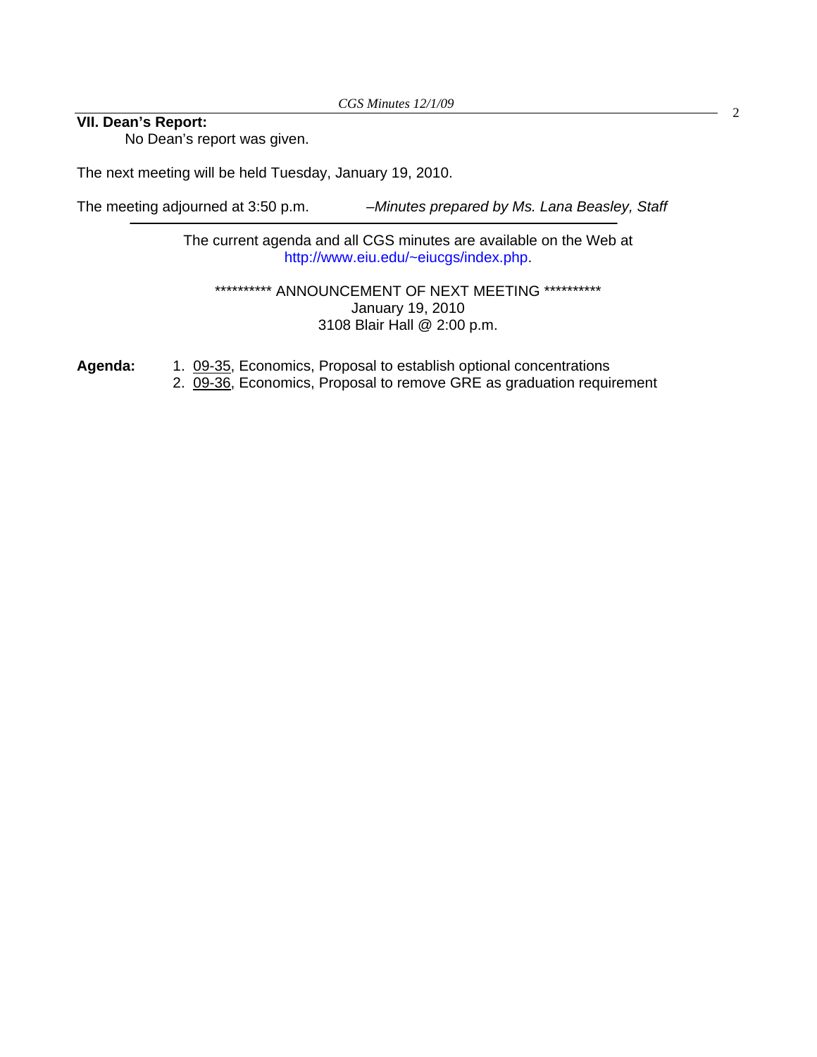**VII. Dean's Report:**

No Dean's report was given.

The next meeting will be held Tuesday, January 19, 2010.

The meeting adjourned at 3:50 p.m. *–Minutes prepared by Ms. Lana Beasley, Staff*

---

The current agenda and all CGS minutes are available on the Web at http://www.eiu.edu/~eiucgs/index.php.

********** ANNOUNCEMENT OF NEXT MEETING **********
January 19, 2010
3108 Blair Hall @ 2:00 p.m.

**Agenda:**

1. 09-35, Economics, Proposal to establish optional concentrations
2. 09-36, Economics, Proposal to remove GRE as graduation requirement